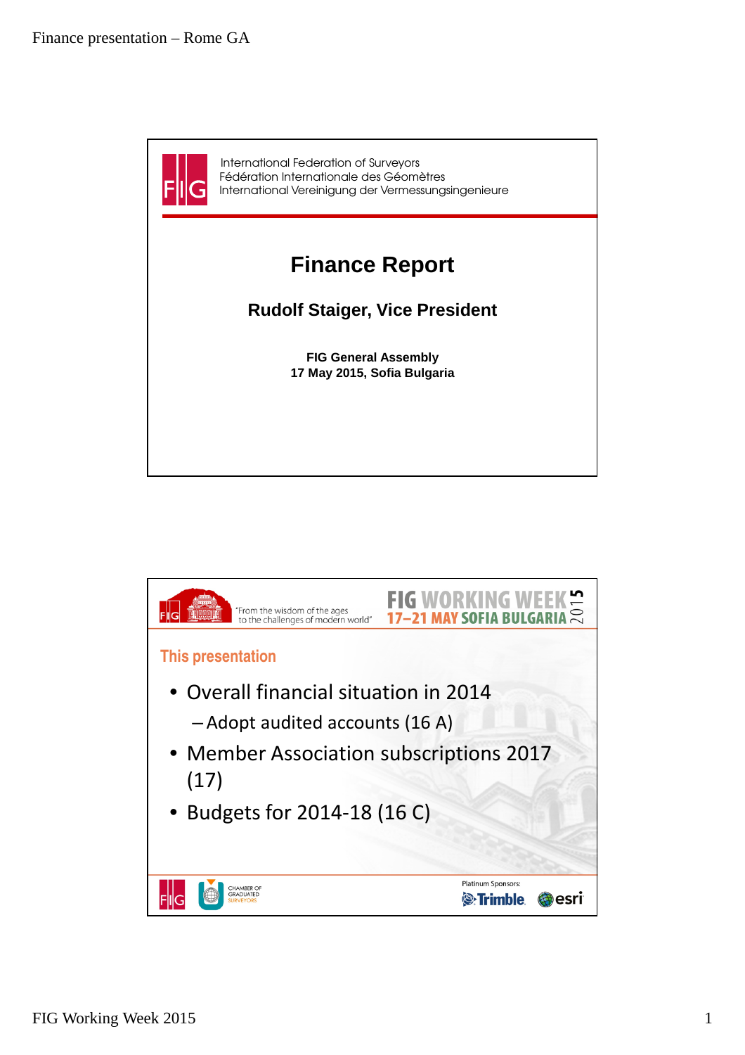International Federation of Surveyors
Fédération Internationale des Géomètres
International Vereinigung der Vermessungsingenieure

# Finance Report

**Rudolf Staiger, Vice President**

**FIG General Assembly**
**17 May 2015, Sofia Bulgaria**

---

"From the wisdom of the ages to the challenges of modern world"

FIG WORKING WEEK 2015
17–21 MAY SOFIA BULGARIA

## This presentation

- Overall financial situation in 2014
  - Adopt audited accounts (16 A)
- Member Association subscriptions 2017 (17)
- Budgets for 2014-18 (16 C)

CHAMBER OF GRADUATED SURVEYORS

Platinum Sponsors: Trimble, esri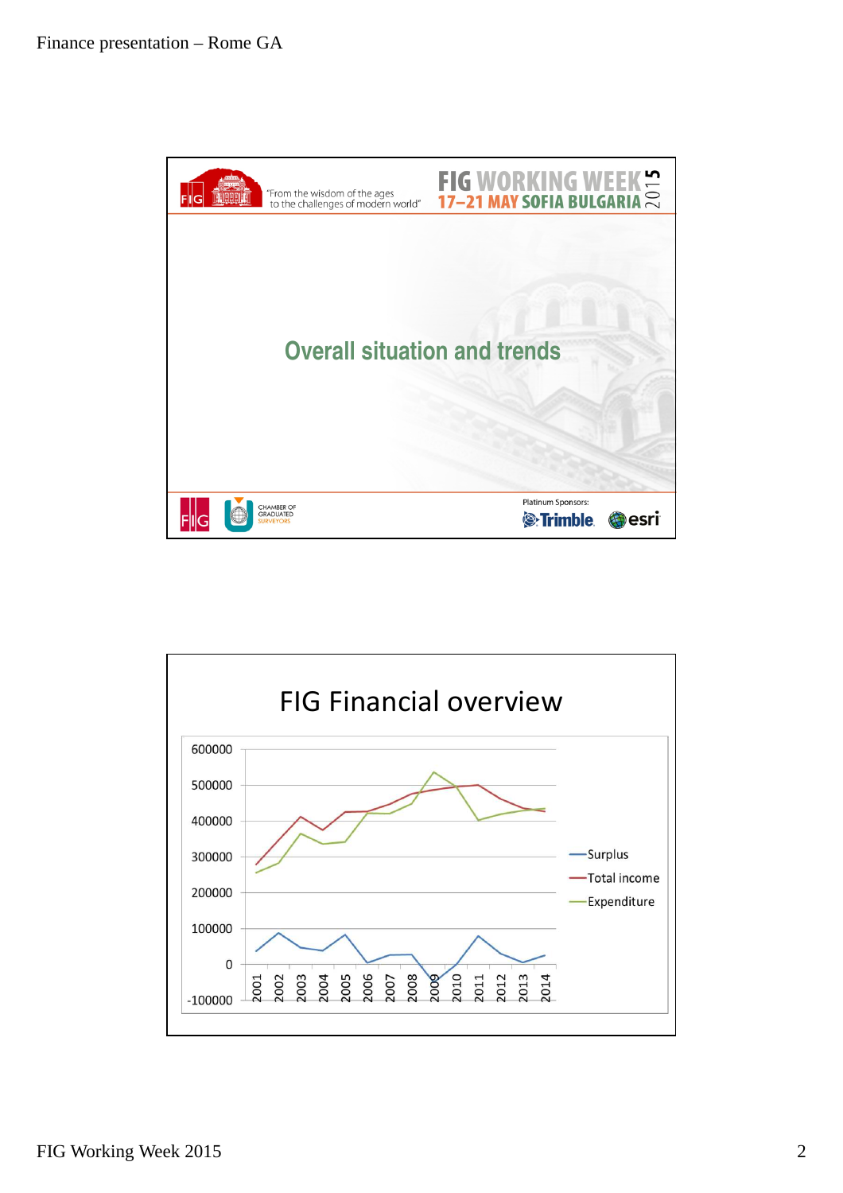"From the wisdom of the ages to the challenges of modern world"

FIG WORKING WEEK 2015
17–21 MAY SOFIA BULGARIA

## Overall situation and trends

CHAMBER OF GRADUATED SURVEYORS

Platinum Sponsors: Trimble, esri

## FIG Financial overview

600000
500000
400000
300000
200000
100000
0
-100000

2001 2002 2003 2004 2005 2006 2007 2008 2009 2010 2011 2012 2013 2014

- Surplus
- Total income
- Expenditure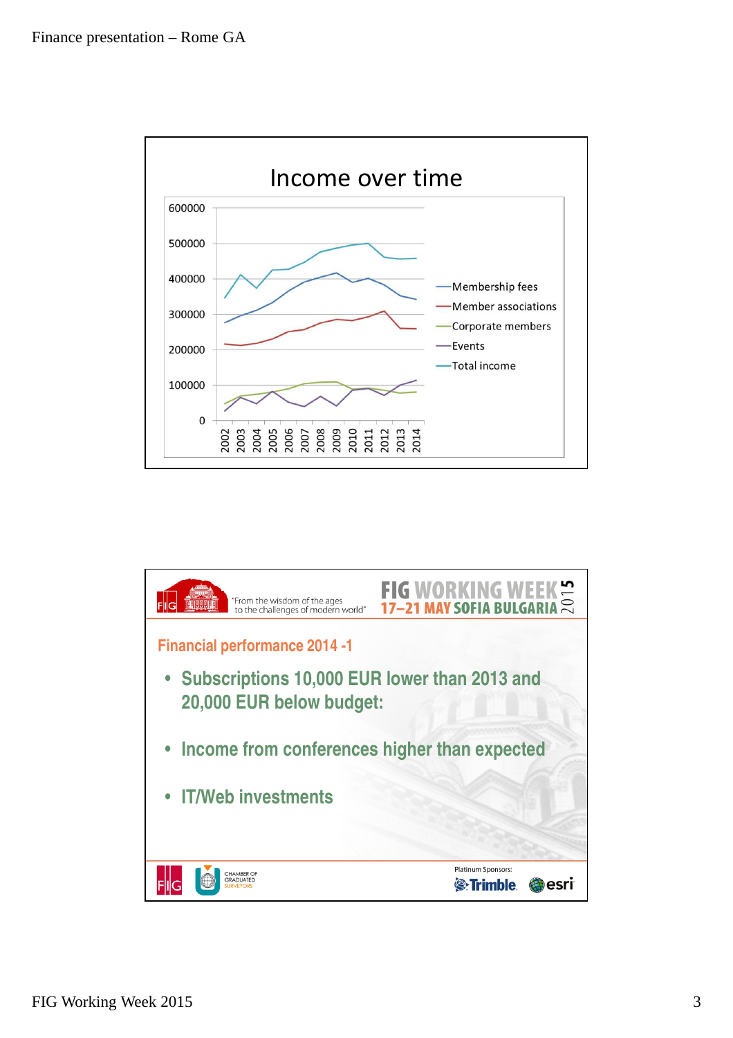## Income over time

(Line chart, 2002–2014, y-axis 0–600000. Series: Membership fees, Member associations, Corporate members, Events, Total income)

---

### Financial performance 2014 -1

- Subscriptions 10,000 EUR lower than 2013 and 20,000 EUR below budget:
- Income from conferences higher than expected
- IT/Web investments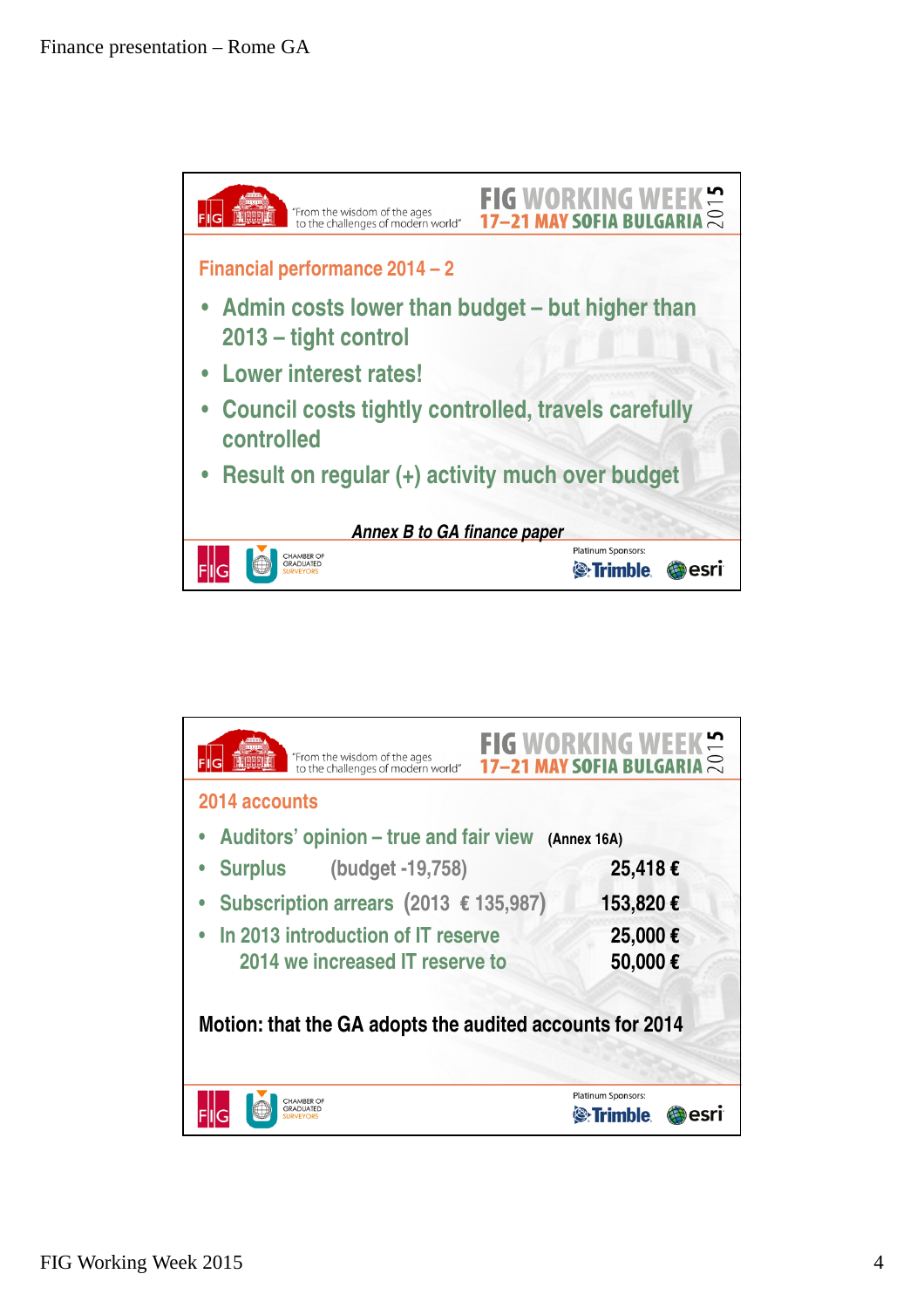## Financial performance 2014 – 2

- Admin costs lower than budget – but higher than 2013 – tight control
- Lower interest rates!
- Council costs tightly controlled, travels carefully controlled
- Result on regular (+) activity much over budget

***Annex B to GA finance paper***

## 2014 accounts

- Auditors' opinion – true and fair view **(Annex 16A)**
- Surplus (budget -19,758) **25,418 €**
- Subscription arrears (2013 € 135,987) **153,820 €**
- In 2013 introduction of IT reserve **25,000 €**
  2014 we increased IT reserve to **50,000 €**

**Motion: that the GA adopts the audited accounts for 2014**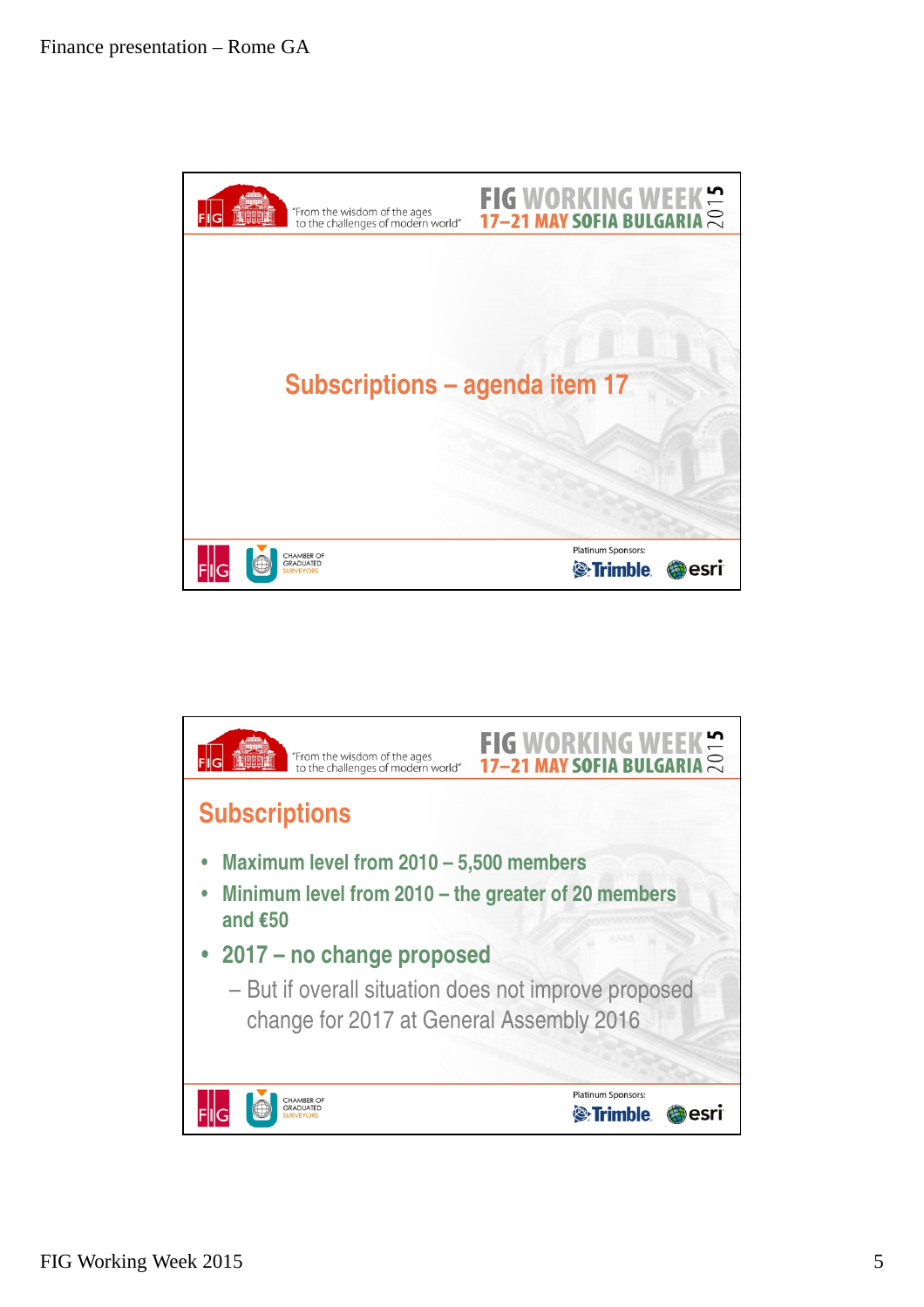## Subscriptions – agenda item 17

## Subscriptions

- Maximum level from 2010 – 5,500 members
- Minimum level from 2010 – the greater of 20 members and €50
- 2017 – no change proposed
  - But if overall situation does not improve proposed change for 2017 at General Assembly 2016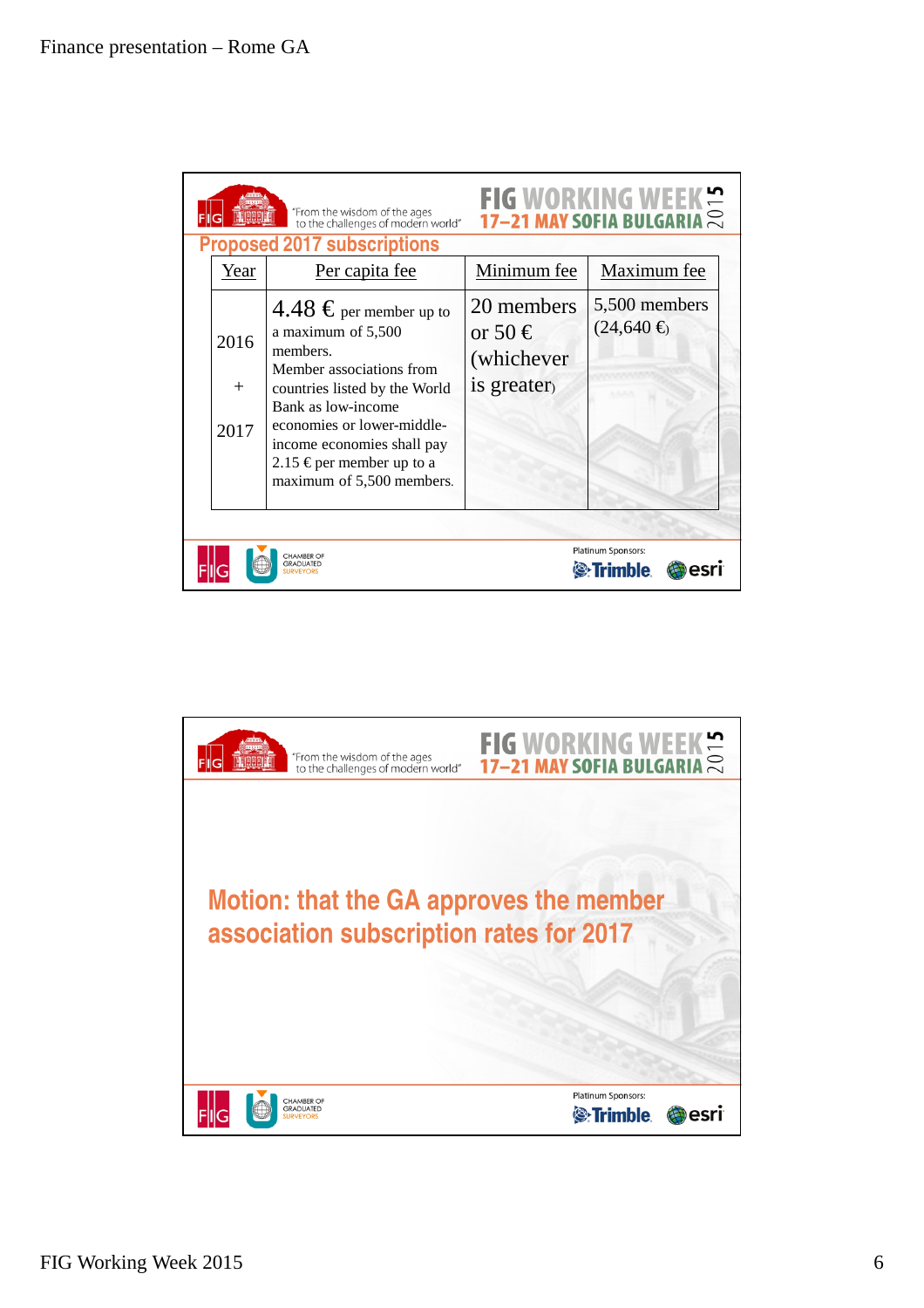## Proposed 2017 subscriptions

| Year | Per capita fee | Minimum fee | Maximum fee |
|---|---|---|---|
| 2016 + 2017 | 4.48 € per member up to a maximum of 5,500 members. Member associations from countries listed by the World Bank as low-income economies or lower-middle-income economies shall pay 2.15 € per member up to a maximum of 5,500 members. | 20 members or 50 € (whichever is greater) | 5,500 members (24,640 €) |

## Motion: that the GA approves the member association subscription rates for 2017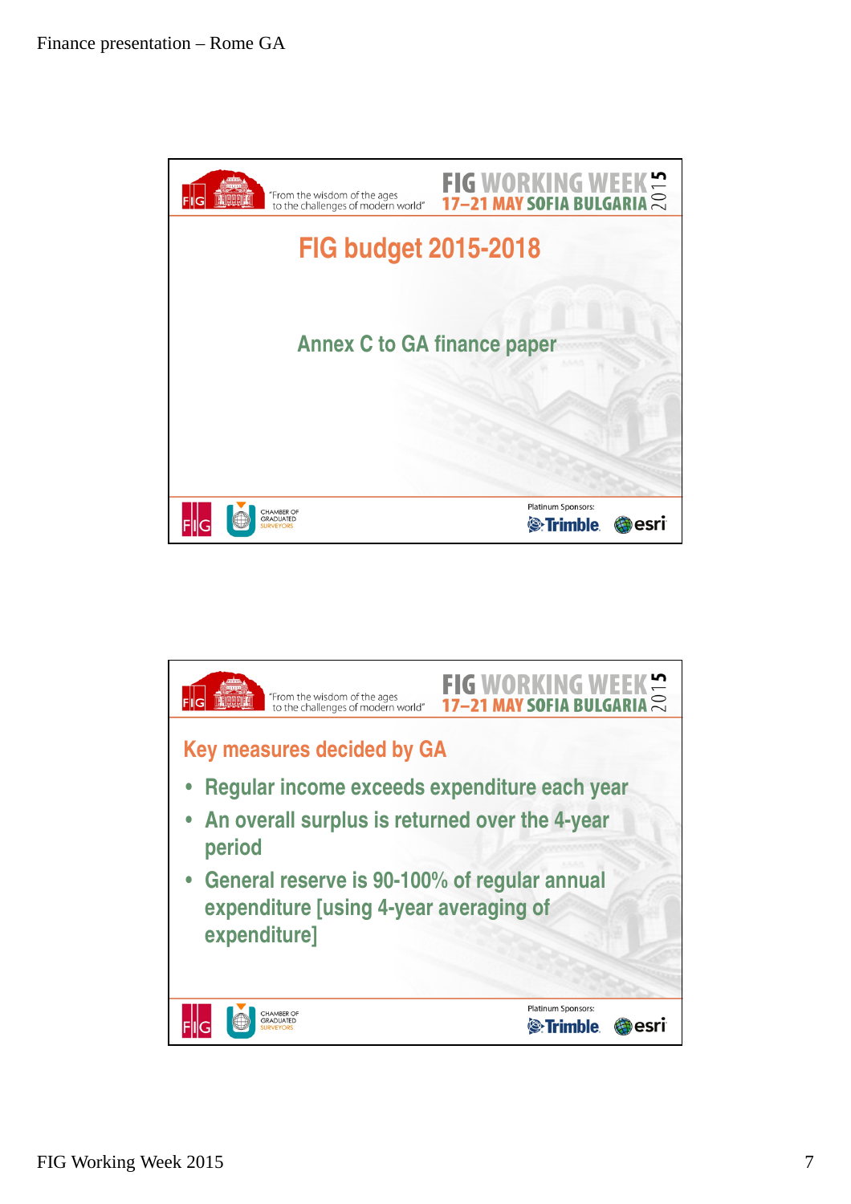## FIG budget 2015-2018

Annex C to GA finance paper

## Key measures decided by GA

- Regular income exceeds expenditure each year
- An overall surplus is returned over the 4-year period
- General reserve is 90-100% of regular annual expenditure [using 4-year averaging of expenditure]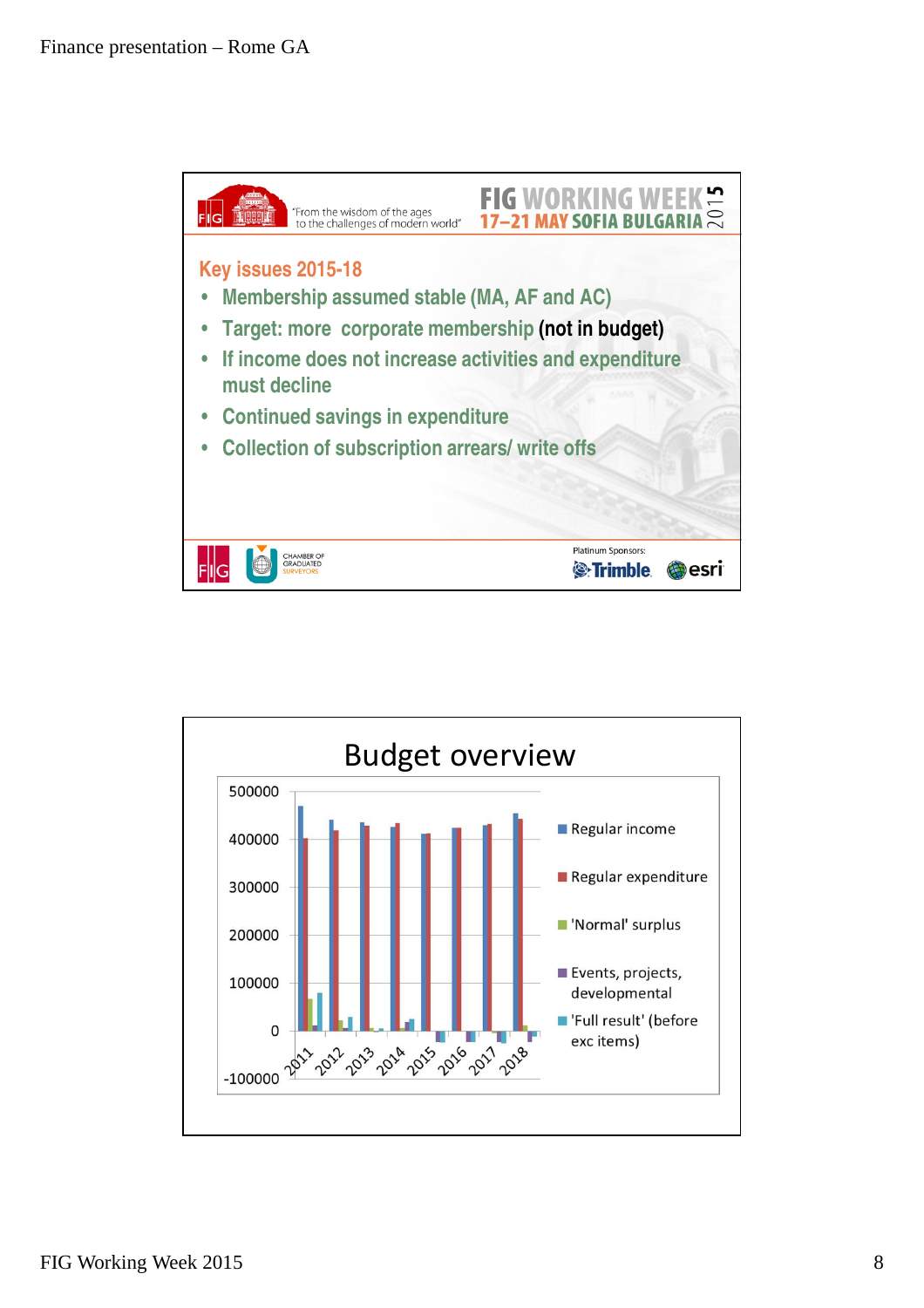## Key issues 2015-18

- Membership assumed stable (MA, AF and AC)
- Target: more corporate membership **(not in budget)**
- If income does not increase activities and expenditure must decline
- Continued savings in expenditure
- Collection of subscription arrears/ write offs

## Budget overview

Legend: Regular income; Regular expenditure; 'Normal' surplus; Events, projects, developmental; 'Full result' (before exc items)

Y-axis: -100000 to 500000

X-axis: 2011, 2012, 2013, 2014, 2015, 2016, 2017, 2018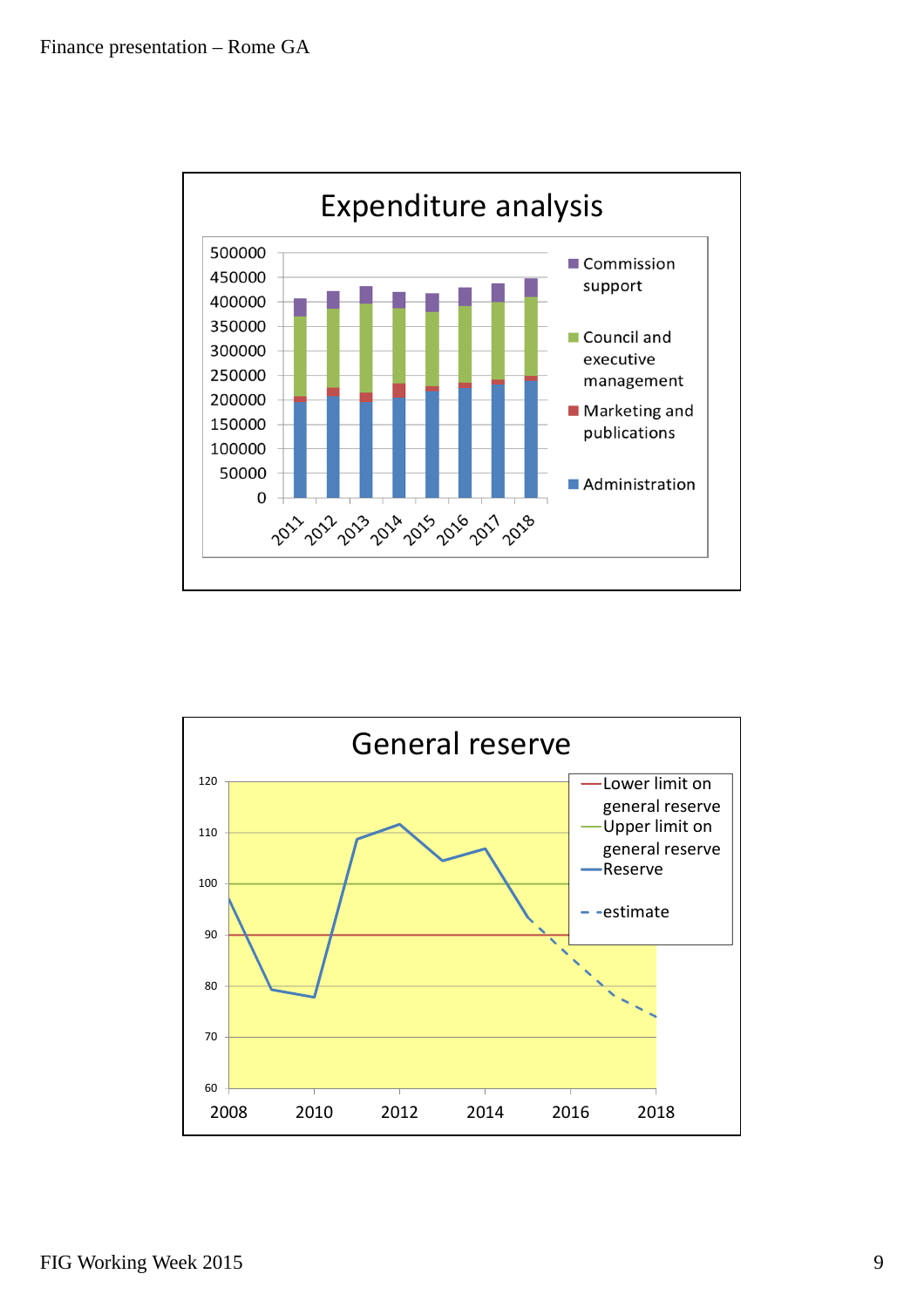## Expenditure analysis

500000
450000
400000
350000
300000
250000
200000
150000
100000
50000
0

2011 2012 2013 2014 2015 2016 2017 2018

- Commission support
- Council and executive management
- Marketing and publications
- Administration

## General reserve

120
110
100
90
80
70
60

2008 2010 2012 2014 2016 2018

- Lower limit on general reserve
- Upper limit on general reserve
- Reserve
- estimate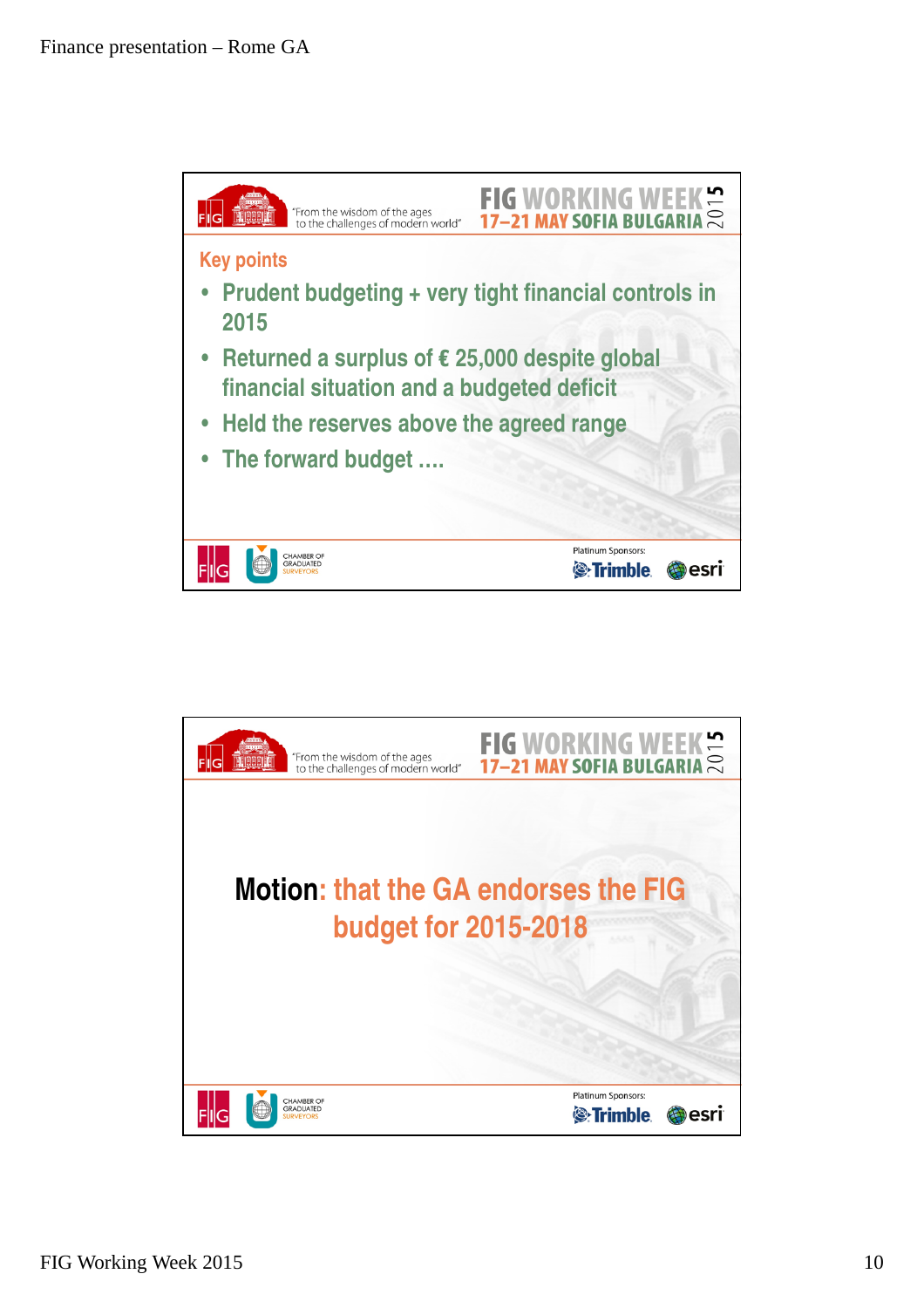## Key points

- Prudent budgeting + very tight financial controls in 2015
- Returned a surplus of € 25,000 despite global financial situation and a budgeted deficit
- Held the reserves above the agreed range
- The forward budget ….

**Motion**: that the GA endorses the FIG budget for 2015-2018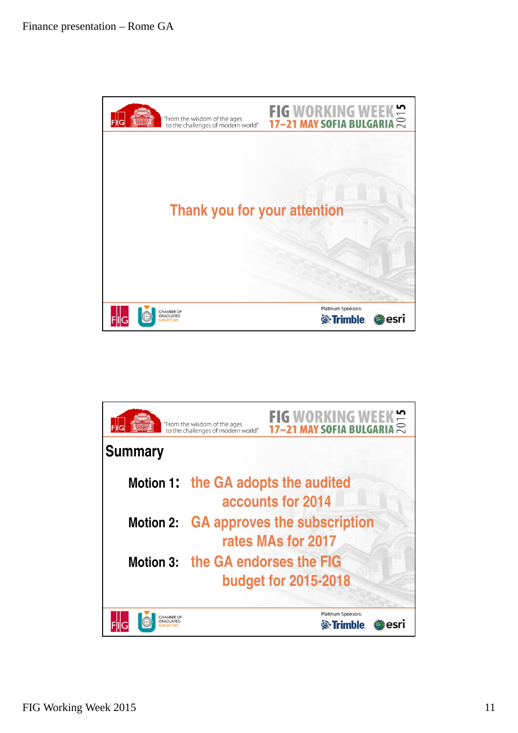Thank you for your attention

## Summary

**Motion 1:** the GA adopts the audited accounts for 2014

**Motion 2:** GA approves the subscription rates MAs for 2017

**Motion 3:** the GA endorses the FIG budget for 2015-2018